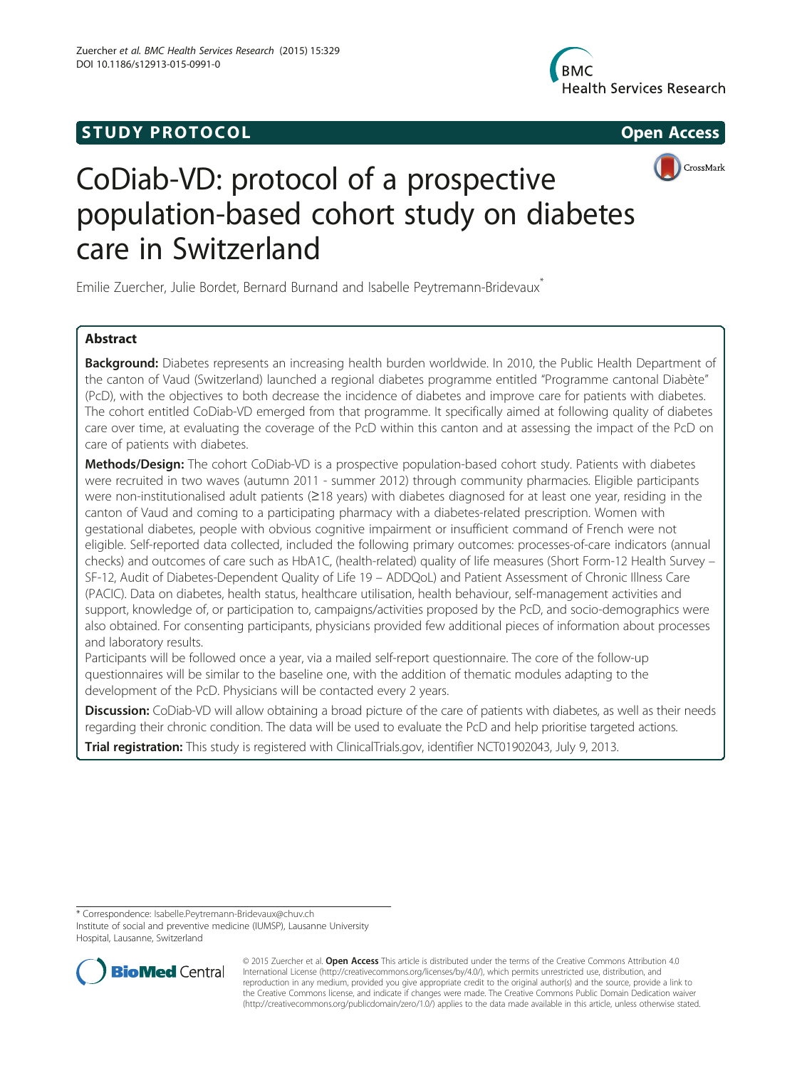STUDY PROTOCOL

Open Access

# CoDiab-VD: protocol of a prospective population-based cohort study on diabetes care in Switzerland

Emilie Zuercher, Julie Bordet, Bernard Burnand and Isabelle Peytremann-Bridevaux*

## Abstract

**Background:** Diabetes represents an increasing health burden worldwide. In 2010, the Public Health Department of the canton of Vaud (Switzerland) launched a regional diabetes programme entitled "Programme cantonal Diabète" (PcD), with the objectives to both decrease the incidence of diabetes and improve care for patients with diabetes. The cohort entitled CoDiab-VD emerged from that programme. It specifically aimed at following quality of diabetes care over time, at evaluating the coverage of the PcD within this canton and at assessing the impact of the PcD on care of patients with diabetes.

**Methods/Design:** The cohort CoDiab-VD is a prospective population-based cohort study. Patients with diabetes were recruited in two waves (autumn 2011 - summer 2012) through community pharmacies. Eligible participants were non-institutionalised adult patients (≥18 years) with diabetes diagnosed for at least one year, residing in the canton of Vaud and coming to a participating pharmacy with a diabetes-related prescription. Women with gestational diabetes, people with obvious cognitive impairment or insufficient command of French were not eligible. Self-reported data collected, included the following primary outcomes: processes-of-care indicators (annual checks) and outcomes of care such as HbA1C, (health-related) quality of life measures (Short Form-12 Health Survey – SF-12, Audit of Diabetes-Dependent Quality of Life 19 – ADDQoL) and Patient Assessment of Chronic Illness Care (PACIC). Data on diabetes, health status, healthcare utilisation, health behaviour, self-management activities and support, knowledge of, or participation to, campaigns/activities proposed by the PcD, and socio-demographics were also obtained. For consenting participants, physicians provided few additional pieces of information about processes and laboratory results.

Participants will be followed once a year, via a mailed self-report questionnaire. The core of the follow-up questionnaires will be similar to the baseline one, with the addition of thematic modules adapting to the development of the PcD. Physicians will be contacted every 2 years.

**Discussion:** CoDiab-VD will allow obtaining a broad picture of the care of patients with diabetes, as well as their needs regarding their chronic condition. The data will be used to evaluate the PcD and help prioritise targeted actions.

**Trial registration:** This study is registered with ClinicalTrials.gov, identifier NCT01902043, July 9, 2013.

\* Correspondence: Isabelle.Peytremann-Bridevaux@chuv.ch
Institute of social and preventive medicine (IUMSP), Lausanne University Hospital, Lausanne, Switzerland

© 2015 Zuercher et al. **Open Access** This article is distributed under the terms of the Creative Commons Attribution 4.0 International License (http://creativecommons.org/licenses/by/4.0/), which permits unrestricted use, distribution, and reproduction in any medium, provided you give appropriate credit to the original author(s) and the source, provide a link to the Creative Commons license, and indicate if changes were made. The Creative Commons Public Domain Dedication waiver (http://creativecommons.org/publicdomain/zero/1.0/) applies to the data made available in this article, unless otherwise stated.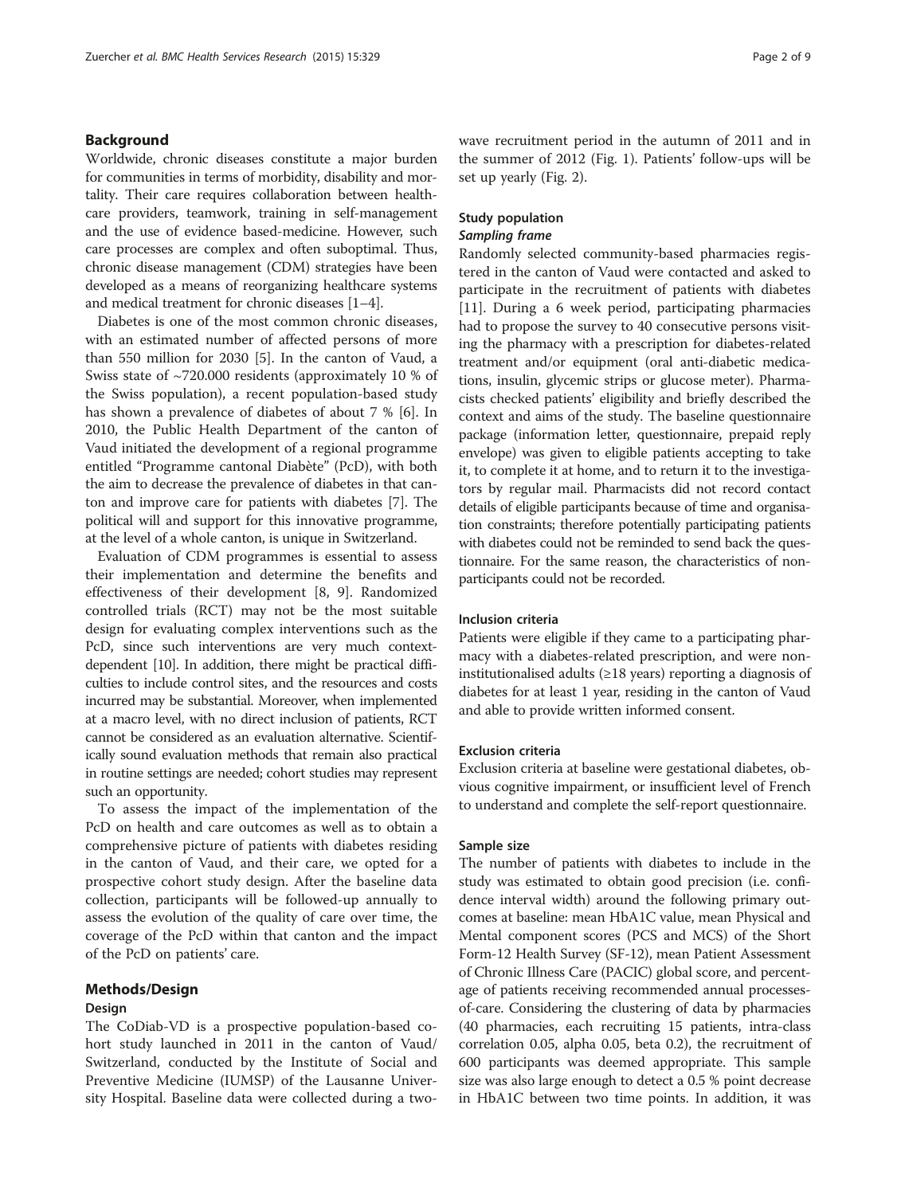## Background

Worldwide, chronic diseases constitute a major burden for communities in terms of morbidity, disability and mortality. Their care requires collaboration between healthcare providers, teamwork, training in self-management and the use of evidence based-medicine. However, such care processes are complex and often suboptimal. Thus, chronic disease management (CDM) strategies have been developed as a means of reorganizing healthcare systems and medical treatment for chronic diseases [1–4].

Diabetes is one of the most common chronic diseases, with an estimated number of affected persons of more than 550 million for 2030 [5]. In the canton of Vaud, a Swiss state of ~720.000 residents (approximately 10 % of the Swiss population), a recent population-based study has shown a prevalence of diabetes of about 7 % [6]. In 2010, the Public Health Department of the canton of Vaud initiated the development of a regional programme entitled "Programme cantonal Diabète" (PcD), with both the aim to decrease the prevalence of diabetes in that canton and improve care for patients with diabetes [7]. The political will and support for this innovative programme, at the level of a whole canton, is unique in Switzerland.

Evaluation of CDM programmes is essential to assess their implementation and determine the benefits and effectiveness of their development [8, 9]. Randomized controlled trials (RCT) may not be the most suitable design for evaluating complex interventions such as the PcD, since such interventions are very much context-dependent [10]. In addition, there might be practical difficulties to include control sites, and the resources and costs incurred may be substantial. Moreover, when implemented at a macro level, with no direct inclusion of patients, RCT cannot be considered as an evaluation alternative. Scientifically sound evaluation methods that remain also practical in routine settings are needed; cohort studies may represent such an opportunity.

To assess the impact of the implementation of the PcD on health and care outcomes as well as to obtain a comprehensive picture of patients with diabetes residing in the canton of Vaud, and their care, we opted for a prospective cohort study design. After the baseline data collection, participants will be followed-up annually to assess the evolution of the quality of care over time, the coverage of the PcD within that canton and the impact of the PcD on patients' care.

## Methods/Design

### Design

The CoDiab-VD is a prospective population-based cohort study launched in 2011 in the canton of Vaud/Switzerland, conducted by the Institute of Social and Preventive Medicine (IUMSP) of the Lausanne University Hospital. Baseline data were collected during a two-wave recruitment period in the autumn of 2011 and in the summer of 2012 (Fig. 1). Patients' follow-ups will be set up yearly (Fig. 2).

### Study population

#### *Sampling frame*

Randomly selected community-based pharmacies registered in the canton of Vaud were contacted and asked to participate in the recruitment of patients with diabetes [11]. During a 6 week period, participating pharmacies had to propose the survey to 40 consecutive persons visiting the pharmacy with a prescription for diabetes-related treatment and/or equipment (oral anti-diabetic medications, insulin, glycemic strips or glucose meter). Pharmacists checked patients' eligibility and briefly described the context and aims of the study. The baseline questionnaire package (information letter, questionnaire, prepaid reply envelope) was given to eligible patients accepting to take it, to complete it at home, and to return it to the investigators by regular mail. Pharmacists did not record contact details of eligible participants because of time and organisation constraints; therefore potentially participating patients with diabetes could not be reminded to send back the questionnaire. For the same reason, the characteristics of non-participants could not be recorded.

### Inclusion criteria

Patients were eligible if they came to a participating pharmacy with a diabetes-related prescription, and were non-institutionalised adults (≥18 years) reporting a diagnosis of diabetes for at least 1 year, residing in the canton of Vaud and able to provide written informed consent.

### Exclusion criteria

Exclusion criteria at baseline were gestational diabetes, obvious cognitive impairment, or insufficient level of French to understand and complete the self-report questionnaire.

### Sample size

The number of patients with diabetes to include in the study was estimated to obtain good precision (i.e. confidence interval width) around the following primary outcomes at baseline: mean HbA1C value, mean Physical and Mental component scores (PCS and MCS) of the Short Form-12 Health Survey (SF-12), mean Patient Assessment of Chronic Illness Care (PACIC) global score, and percentage of patients receiving recommended annual processes-of-care. Considering the clustering of data by pharmacies (40 pharmacies, each recruiting 15 patients, intra-class correlation 0.05, alpha 0.05, beta 0.2), the recruitment of 600 participants was deemed appropriate. This sample size was also large enough to detect a 0.5 % point decrease in HbA1C between two time points. In addition, it was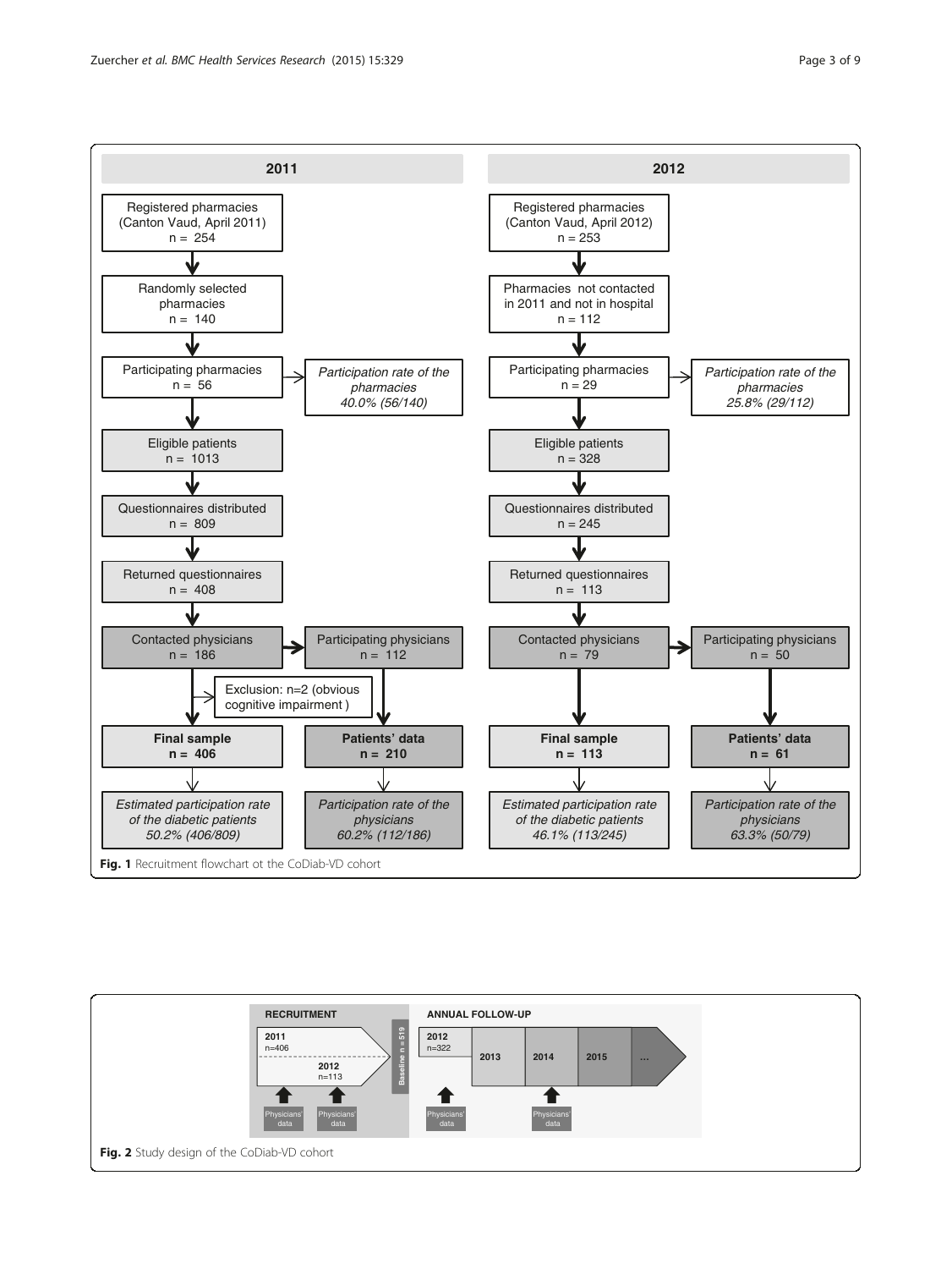**2011**

Registered pharmacies (Canton Vaud, April 2011) n = 254

Randomly selected pharmacies n = 140

Participating pharmacies n = 56 → *Participation rate of the pharmacies 40.0% (56/140)*

Eligible patients n = 1013

Questionnaires distributed n = 809

Returned questionnaires n = 408

Contacted physicians n = 186 → Participating physicians n = 112

Exclusion: n=2 (obvious cognitive impairment )

**Final sample n = 406**

**Patients' data n = 210**

*Estimated participation rate of the diabetic patients 50.2% (406/809)*

*Participation rate of the physicians 60.2% (112/186)*

**2012**

Registered pharmacies (Canton Vaud, April 2012) n = 253

Pharmacies not contacted in 2011 and not in hospital n = 112

Participating pharmacies n = 29 → *Participation rate of the pharmacies 25.8% (29/112)*

Eligible patients n = 328

Questionnaires distributed n = 245

Returned questionnaires n = 113

Contacted physicians n = 79 → Participating physicians n = 50

**Final sample n = 113**

**Patients' data n = 61**

*Estimated participation rate of the diabetic patients 46.1% (113/245)*

*Participation rate of the physicians 63.3% (50/79)*

**Fig. 1** Recruitment flowchart ot the CoDiab-VD cohort

RECRUITMENT: 2011 n=406; 2012 n=113; Baseline n = 519; Physicians' data; Physicians' data

ANNUAL FOLLOW-UP: 2012 n=322; 2013; 2014; 2015; ...; Physicians' data; Physicians' data

**Fig. 2** Study design of the CoDiab-VD cohort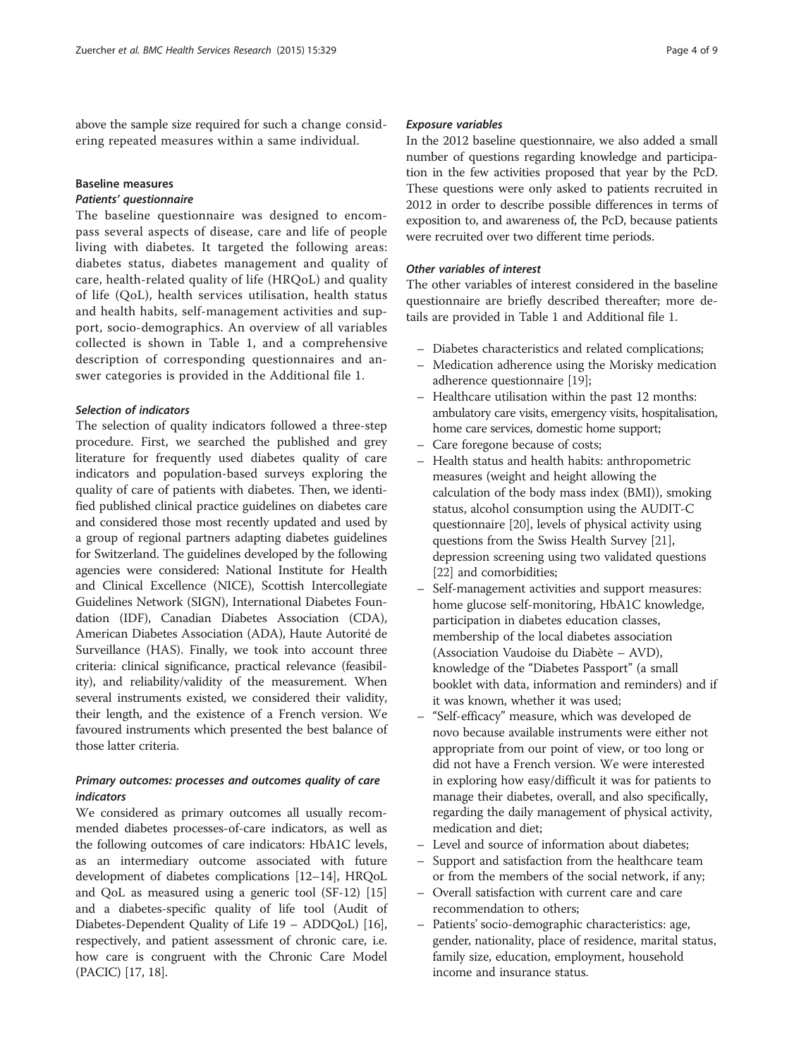above the sample size required for such a change considering repeated measures within a same individual.

### Baseline measures

#### *Patients' questionnaire*

The baseline questionnaire was designed to encompass several aspects of disease, care and life of people living with diabetes. It targeted the following areas: diabetes status, diabetes management and quality of care, health-related quality of life (HRQoL) and quality of life (QoL), health services utilisation, health status and health habits, self-management activities and support, socio-demographics. An overview of all variables collected is shown in Table 1, and a comprehensive description of corresponding questionnaires and answer categories is provided in the Additional file 1.

#### *Selection of indicators*

The selection of quality indicators followed a three-step procedure. First, we searched the published and grey literature for frequently used diabetes quality of care indicators and population-based surveys exploring the quality of care of patients with diabetes. Then, we identified published clinical practice guidelines on diabetes care and considered those most recently updated and used by a group of regional partners adapting diabetes guidelines for Switzerland. The guidelines developed by the following agencies were considered: National Institute for Health and Clinical Excellence (NICE), Scottish Intercollegiate Guidelines Network (SIGN), International Diabetes Foundation (IDF), Canadian Diabetes Association (CDA), American Diabetes Association (ADA), Haute Autorité de Surveillance (HAS). Finally, we took into account three criteria: clinical significance, practical relevance (feasibility), and reliability/validity of the measurement. When several instruments existed, we considered their validity, their length, and the existence of a French version. We favoured instruments which presented the best balance of those latter criteria.

#### *Primary outcomes: processes and outcomes quality of care indicators*

We considered as primary outcomes all usually recommended diabetes processes-of-care indicators, as well as the following outcomes of care indicators: HbA1C levels, as an intermediary outcome associated with future development of diabetes complications [12–14], HRQoL and QoL as measured using a generic tool (SF-12) [15] and a diabetes-specific quality of life tool (Audit of Diabetes-Dependent Quality of Life 19 – ADDQoL) [16], respectively, and patient assessment of chronic care, i.e. how care is congruent with the Chronic Care Model (PACIC) [17, 18].

#### *Exposure variables*

In the 2012 baseline questionnaire, we also added a small number of questions regarding knowledge and participation in the few activities proposed that year by the PcD. These questions were only asked to patients recruited in 2012 in order to describe possible differences in terms of exposition to, and awareness of, the PcD, because patients were recruited over two different time periods.

#### *Other variables of interest*

The other variables of interest considered in the baseline questionnaire are briefly described thereafter; more details are provided in Table 1 and Additional file 1.

- Diabetes characteristics and related complications;
- Medication adherence using the Morisky medication adherence questionnaire [19];
- Healthcare utilisation within the past 12 months: ambulatory care visits, emergency visits, hospitalisation, home care services, domestic home support;
- Care foregone because of costs;
- Health status and health habits: anthropometric measures (weight and height allowing the calculation of the body mass index (BMI)), smoking status, alcohol consumption using the AUDIT-C questionnaire [20], levels of physical activity using questions from the Swiss Health Survey [21], depression screening using two validated questions [22] and comorbidities;
- Self-management activities and support measures: home glucose self-monitoring, HbA1C knowledge, participation in diabetes education classes, membership of the local diabetes association (Association Vaudoise du Diabète – AVD), knowledge of the "Diabetes Passport" (a small booklet with data, information and reminders) and if it was known, whether it was used;
- "Self-efficacy" measure, which was developed de novo because available instruments were either not appropriate from our point of view, or too long or did not have a French version. We were interested in exploring how easy/difficult it was for patients to manage their diabetes, overall, and also specifically, regarding the daily management of physical activity, medication and diet;
- Level and source of information about diabetes;
- Support and satisfaction from the healthcare team or from the members of the social network, if any;
- Overall satisfaction with current care and care recommendation to others;
- Patients' socio-demographic characteristics: age, gender, nationality, place of residence, marital status, family size, education, employment, household income and insurance status.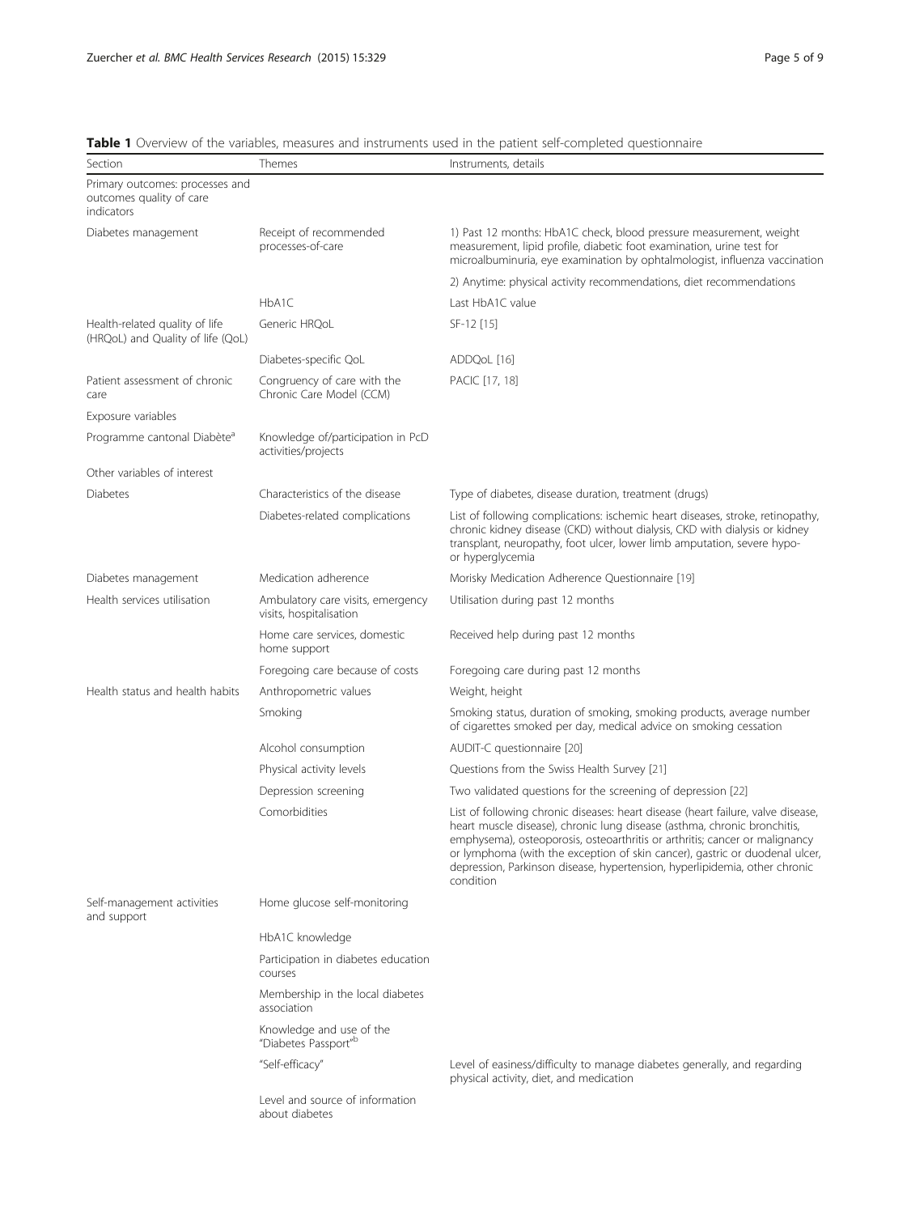**Table 1** Overview of the variables, measures and instruments used in the patient self-completed questionnaire

| Section | Themes | Instruments, details |
| --- | --- | --- |
| Primary outcomes: processes and outcomes quality of care indicators | | |
| Diabetes management | Receipt of recommended processes-of-care | 1) Past 12 months: HbA1C check, blood pressure measurement, weight measurement, lipid profile, diabetic foot examination, urine test for microalbuminuria, eye examination by ophtalmologist, influenza vaccination |
| | | 2) Anytime: physical activity recommendations, diet recommendations |
| | HbA1C | Last HbA1C value |
| Health-related quality of life (HRQoL) and Quality of life (QoL) | Generic HRQoL | SF-12 [15] |
| | Diabetes-specific QoL | ADDQoL [16] |
| Patient assessment of chronic care | Congruency of care with the Chronic Care Model (CCM) | PACIC [17, 18] |
| Exposure variables | | |
| Programme cantonal Diabète[a] | Knowledge of/participation in PcD activities/projects | |
| Other variables of interest | | |
| Diabetes | Characteristics of the disease | Type of diabetes, disease duration, treatment (drugs) |
| | Diabetes-related complications | List of following complications: ischemic heart diseases, stroke, retinopathy, chronic kidney disease (CKD) without dialysis, CKD with dialysis or kidney transplant, neuropathy, foot ulcer, lower limb amputation, severe hypo- or hyperglycemia |
| Diabetes management | Medication adherence | Morisky Medication Adherence Questionnaire [19] |
| Health services utilisation | Ambulatory care visits, emergency visits, hospitalisation | Utilisation during past 12 months |
| | Home care services, domestic home support | Received help during past 12 months |
| | Foregoing care because of costs | Foregoing care during past 12 months |
| Health status and health habits | Anthropometric values | Weight, height |
| | Smoking | Smoking status, duration of smoking, smoking products, average number of cigarettes smoked per day, medical advice on smoking cessation |
| | Alcohol consumption | AUDIT-C questionnaire [20] |
| | Physical activity levels | Questions from the Swiss Health Survey [21] |
| | Depression screening | Two validated questions for the screening of depression [22] |
| | Comorbidities | List of following chronic diseases: heart disease (heart failure, valve disease, heart muscle disease), chronic lung disease (asthma, chronic bronchitis, emphysema), osteoporosis, osteoarthritis or arthritis; cancer or malignancy or lymphoma (with the exception of skin cancer), gastric or duodenal ulcer, depression, Parkinson disease, hypertension, hyperlipidemia, other chronic condition |
| Self-management activities and support | Home glucose self-monitoring | |
| | HbA1C knowledge | |
| | Participation in diabetes education courses | |
| | Membership in the local diabetes association | |
| | Knowledge and use of the "Diabetes Passport"[b] | |
| | "Self-efficacy" | Level of easiness/difficulty to manage diabetes generally, and regarding physical activity, diet, and medication |
| | Level and source of information about diabetes | |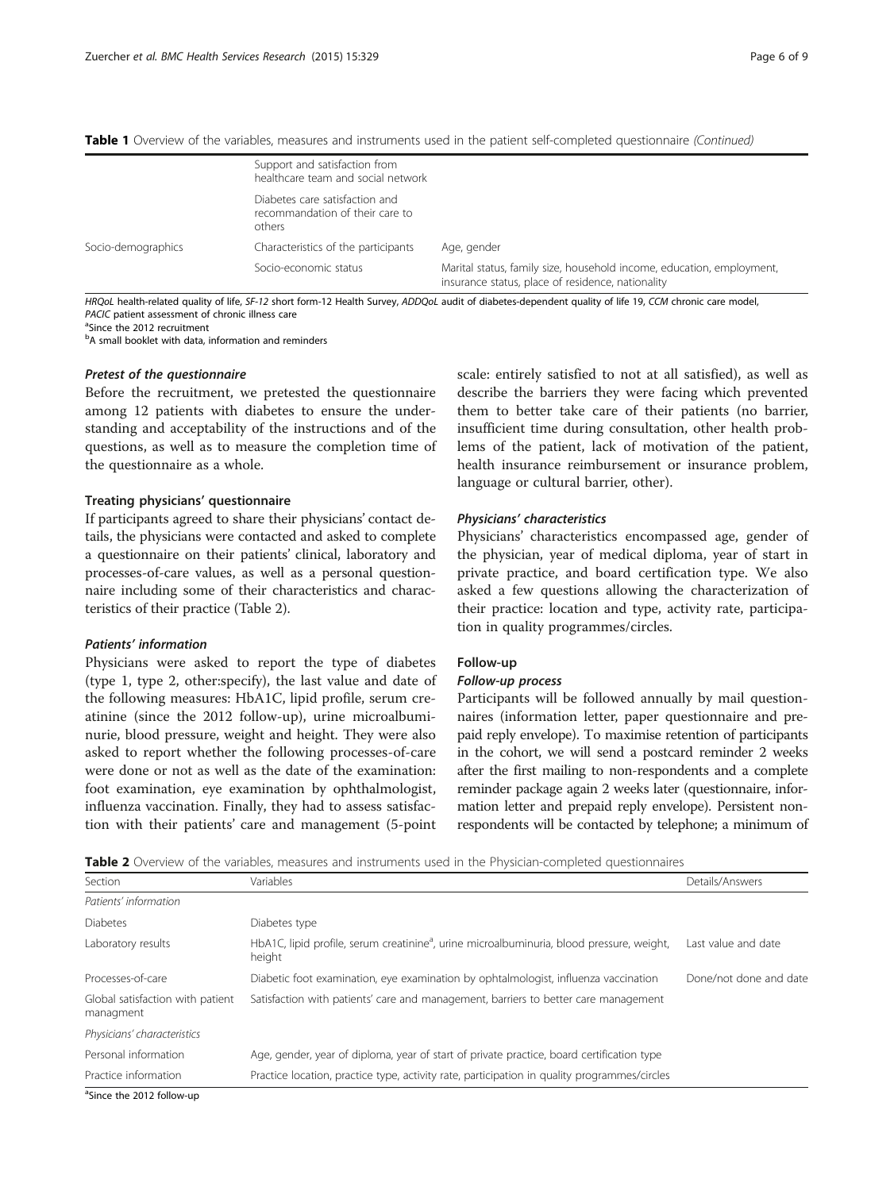**Table 1** Overview of the variables, measures and instruments used in the patient self-completed questionnaire *(Continued)*

| | | |
|---|---|---|
| | Support and satisfaction from healthcare team and social network | |
| | Diabetes care satisfaction and recommandation of their care to others | |
| Socio-demographics | Characteristics of the participants | Age, gender |
| | Socio-economic status | Marital status, family size, household income, education, employment, insurance status, place of residence, nationality |

*HRQoL* health-related quality of life, *SF-12* short form-12 Health Survey, *ADDQoL* audit of diabetes-dependent quality of life 19, *CCM* chronic care model, *PACIC* patient assessment of chronic illness care

[a]Since the 2012 recruitment

[b]A small booklet with data, information and reminders

#### *Pretest of the questionnaire*

Before the recruitment, we pretested the questionnaire among 12 patients with diabetes to ensure the understanding and acceptability of the instructions and of the questions, as well as to measure the completion time of the questionnaire as a whole.

### Treating physicians' questionnaire

If participants agreed to share their physicians' contact details, the physicians were contacted and asked to complete a questionnaire on their patients' clinical, laboratory and processes-of-care values, as well as a personal questionnaire including some of their characteristics and characteristics of their practice (Table 2).

#### *Patients' information*

Physicians were asked to report the type of diabetes (type 1, type 2, other:specify), the last value and date of the following measures: HbA1C, lipid profile, serum creatinine (since the 2012 follow-up), urine microalbuminurie, blood pressure, weight and height. They were also asked to report whether the following processes-of-care were done or not as well as the date of the examination: foot examination, eye examination by ophthalmologist, influenza vaccination. Finally, they had to assess satisfaction with their patients' care and management (5-point scale: entirely satisfied to not at all satisfied), as well as describe the barriers they were facing which prevented them to better take care of their patients (no barrier, insufficient time during consultation, other health problems of the patient, lack of motivation of the patient, health insurance reimbursement or insurance problem, language or cultural barrier, other).

#### *Physicians' characteristics*

Physicians' characteristics encompassed age, gender of the physician, year of medical diploma, year of start in private practice, and board certification type. We also asked a few questions allowing the characterization of their practice: location and type, activity rate, participation in quality programmes/circles.

### Follow-up

#### *Follow-up process*

Participants will be followed annually by mail questionnaires (information letter, paper questionnaire and prepaid reply envelope). To maximise retention of participants in the cohort, we will send a postcard reminder 2 weeks after the first mailing to non-respondents and a complete reminder package again 2 weeks later (questionnaire, information letter and prepaid reply envelope). Persistent non-respondents will be contacted by telephone; a minimum of

**Table 2** Overview of the variables, measures and instruments used in the Physician-completed questionnaires

| Section | Variables | Details/Answers |
|---|---|---|
| *Patients' information* | | |
| Diabetes | Diabetes type | |
| Laboratory results | HbA1C, lipid profile, serum creatinine[a], urine microalbuminuria, blood pressure, weight, height | Last value and date |
| Processes-of-care | Diabetic foot examination, eye examination by ophtalmologist, influenza vaccination | Done/not done and date |
| Global satisfaction with patient managment | Satisfaction with patients' care and management, barriers to better care management | |
| *Physicians' characteristics* | | |
| Personal information | Age, gender, year of diploma, year of start of private practice, board certification type | |
| Practice information | Practice location, practice type, activity rate, participation in quality programmes/circles | |

[a]Since the 2012 follow-up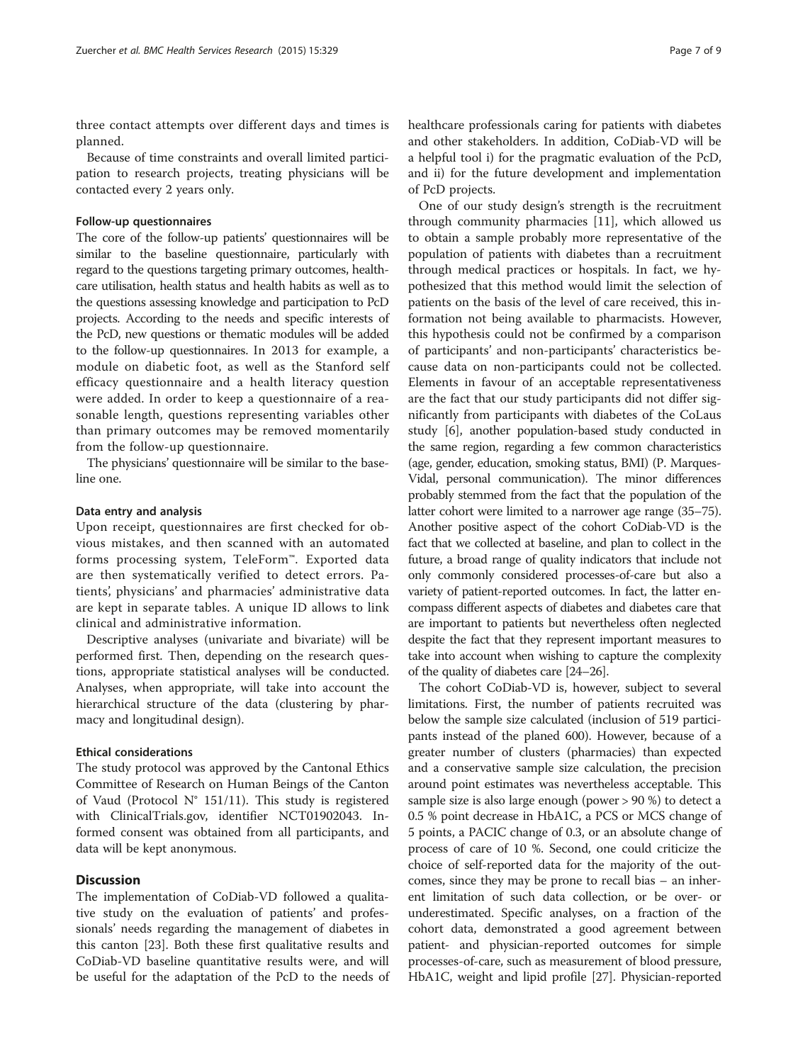three contact attempts over different days and times is planned.

Because of time constraints and overall limited participation to research projects, treating physicians will be contacted every 2 years only.

#### Follow-up questionnaires

The core of the follow-up patients' questionnaires will be similar to the baseline questionnaire, particularly with regard to the questions targeting primary outcomes, healthcare utilisation, health status and health habits as well as to the questions assessing knowledge and participation to PcD projects. According to the needs and specific interests of the PcD, new questions or thematic modules will be added to the follow-up questionnaires. In 2013 for example, a module on diabetic foot, as well as the Stanford self efficacy questionnaire and a health literacy question were added. In order to keep a questionnaire of a reasonable length, questions representing variables other than primary outcomes may be removed momentarily from the follow-up questionnaire.

The physicians' questionnaire will be similar to the baseline one.

#### Data entry and analysis

Upon receipt, questionnaires are first checked for obvious mistakes, and then scanned with an automated forms processing system, TeleForm™. Exported data are then systematically verified to detect errors. Patients', physicians' and pharmacies' administrative data are kept in separate tables. A unique ID allows to link clinical and administrative information.

Descriptive analyses (univariate and bivariate) will be performed first. Then, depending on the research questions, appropriate statistical analyses will be conducted. Analyses, when appropriate, will take into account the hierarchical structure of the data (clustering by pharmacy and longitudinal design).

#### Ethical considerations

The study protocol was approved by the Cantonal Ethics Committee of Research on Human Beings of the Canton of Vaud (Protocol N° 151/11). This study is registered with ClinicalTrials.gov, identifier NCT01902043. Informed consent was obtained from all participants, and data will be kept anonymous.

## Discussion

The implementation of CoDiab-VD followed a qualitative study on the evaluation of patients' and professionals' needs regarding the management of diabetes in this canton [23]. Both these first qualitative results and CoDiab-VD baseline quantitative results were, and will be useful for the adaptation of the PcD to the needs of healthcare professionals caring for patients with diabetes and other stakeholders. In addition, CoDiab-VD will be a helpful tool i) for the pragmatic evaluation of the PcD, and ii) for the future development and implementation of PcD projects.

One of our study design's strength is the recruitment through community pharmacies [11], which allowed us to obtain a sample probably more representative of the population of patients with diabetes than a recruitment through medical practices or hospitals. In fact, we hypothesized that this method would limit the selection of patients on the basis of the level of care received, this information not being available to pharmacists. However, this hypothesis could not be confirmed by a comparison of participants' and non-participants' characteristics because data on non-participants could not be collected. Elements in favour of an acceptable representativeness are the fact that our study participants did not differ significantly from participants with diabetes of the CoLaus study [6], another population-based study conducted in the same region, regarding a few common characteristics (age, gender, education, smoking status, BMI) (P. Marques-Vidal, personal communication). The minor differences probably stemmed from the fact that the population of the latter cohort were limited to a narrower age range (35–75). Another positive aspect of the cohort CoDiab-VD is the fact that we collected at baseline, and plan to collect in the future, a broad range of quality indicators that include not only commonly considered processes-of-care but also a variety of patient-reported outcomes. In fact, the latter encompass different aspects of diabetes and diabetes care that are important to patients but nevertheless often neglected despite the fact that they represent important measures to take into account when wishing to capture the complexity of the quality of diabetes care [24–26].

The cohort CoDiab-VD is, however, subject to several limitations. First, the number of patients recruited was below the sample size calculated (inclusion of 519 participants instead of the planed 600). However, because of a greater number of clusters (pharmacies) than expected and a conservative sample size calculation, the precision around point estimates was nevertheless acceptable. This sample size is also large enough (power > 90 %) to detect a 0.5 % point decrease in HbA1C, a PCS or MCS change of 5 points, a PACIC change of 0.3, or an absolute change of process of care of 10 %. Second, one could criticize the choice of self-reported data for the majority of the outcomes, since they may be prone to recall bias – an inherent limitation of such data collection, or be over- or underestimated. Specific analyses, on a fraction of the cohort data, demonstrated a good agreement between patient- and physician-reported outcomes for simple processes-of-care, such as measurement of blood pressure, HbA1C, weight and lipid profile [27]. Physician-reported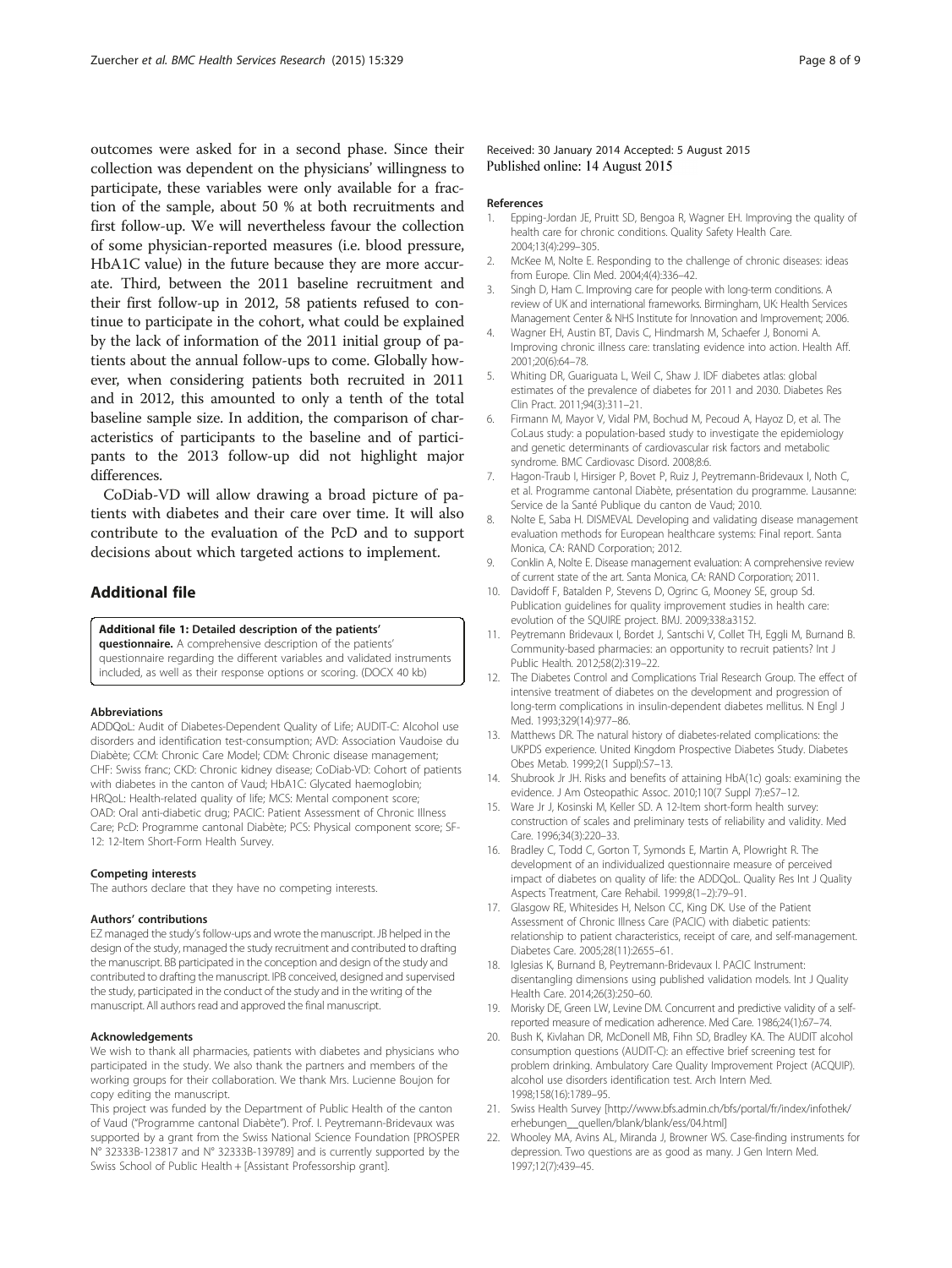outcomes were asked for in a second phase. Since their collection was dependent on the physicians' willingness to participate, these variables were only available for a fraction of the sample, about 50 % at both recruitments and first follow-up. We will nevertheless favour the collection of some physician-reported measures (i.e. blood pressure, HbA1C value) in the future because they are more accurate. Third, between the 2011 baseline recruitment and their first follow-up in 2012, 58 patients refused to continue to participate in the cohort, what could be explained by the lack of information of the 2011 initial group of patients about the annual follow-ups to come. Globally however, when considering patients both recruited in 2011 and in 2012, this amounted to only a tenth of the total baseline sample size. In addition, the comparison of characteristics of participants to the baseline and of participants to the 2013 follow-up did not highlight major differences.

CoDiab-VD will allow drawing a broad picture of patients with diabetes and their care over time. It will also contribute to the evaluation of the PcD and to support decisions about which targeted actions to implement.

## Additional file

**Additional file 1: Detailed description of the patients' questionnaire.** A comprehensive description of the patients' questionnaire regarding the different variables and validated instruments included, as well as their response options or scoring. (DOCX 40 kb)

#### Abbreviations

ADDQoL: Audit of Diabetes-Dependent Quality of Life; AUDIT-C: Alcohol use disorders and identification test-consumption; AVD: Association Vaudoise du Diabète; CCM: Chronic Care Model; CDM: Chronic disease management; CHF: Swiss franc; CKD: Chronic kidney disease; CoDiab-VD: Cohort of patients with diabetes in the canton of Vaud; HbA1C: Glycated haemoglobin; HRQoL: Health-related quality of life; MCS: Mental component score; OAD: Oral anti-diabetic drug; PACIC: Patient Assessment of Chronic Illness Care; PcD: Programme cantonal Diabète; PCS: Physical component score; SF-12: 12-Item Short-Form Health Survey.

#### Competing interests

The authors declare that they have no competing interests.

#### Authors' contributions

EZ managed the study's follow-ups and wrote the manuscript. JB helped in the design of the study, managed the study recruitment and contributed to drafting the manuscript. BB participated in the conception and design of the study and contributed to drafting the manuscript. IPB conceived, designed and supervised the study, participated in the conduct of the study and in the writing of the manuscript. All authors read and approved the final manuscript.

#### Acknowledgements

We wish to thank all pharmacies, patients with diabetes and physicians who participated in the study. We also thank the partners and members of the working groups for their collaboration. We thank Mrs. Lucienne Boujon for copy editing the manuscript.

This project was funded by the Department of Public Health of the canton of Vaud ("Programme cantonal Diabète"). Prof. I. Peytremann-Bridevaux was supported by a grant from the Swiss National Science Foundation [PROSPER N° 32333B-123817 and N° 32333B-139789] and is currently supported by the Swiss School of Public Health + [Assistant Professorship grant].

Received: 30 January 2014 Accepted: 5 August 2015
Published online: 14 August 2015

#### References

1. Epping-Jordan JE, Pruitt SD, Bengoa R, Wagner EH. Improving the quality of health care for chronic conditions. Quality Safety Health Care. 2004;13(4):299–305.
2. McKee M, Nolte E. Responding to the challenge of chronic diseases: ideas from Europe. Clin Med. 2004;4(4):336–42.
3. Singh D, Ham C. Improving care for people with long-term conditions. A review of UK and international frameworks. Birmingham, UK: Health Services Management Center & NHS Institute for Innovation and Improvement; 2006.
4. Wagner EH, Austin BT, Davis C, Hindmarsh M, Schaefer J, Bonomi A. Improving chronic illness care: translating evidence into action. Health Aff. 2001;20(6):64–78.
5. Whiting DR, Guariguata L, Weil C, Shaw J. IDF diabetes atlas: global estimates of the prevalence of diabetes for 2011 and 2030. Diabetes Res Clin Pract. 2011;94(3):311–21.
6. Firmann M, Mayor V, Vidal PM, Bochud M, Pecoud A, Hayoz D, et al. The CoLaus study: a population-based study to investigate the epidemiology and genetic determinants of cardiovascular risk factors and metabolic syndrome. BMC Cardiovasc Disord. 2008;8:6.
7. Hagon-Traub I, Hirsiger P, Bovet P, Ruiz J, Peytremann-Bridevaux I, Noth C, et al. Programme cantonal Diabète, présentation du programme. Lausanne: Service de la Santé Publique du canton de Vaud; 2010.
8. Nolte E, Saba H. DISMEVAL Developing and validating disease management evaluation methods for European healthcare systems: Final report. Santa Monica, CA: RAND Corporation; 2012.
9. Conklin A, Nolte E. Disease management evaluation: A comprehensive review of current state of the art. Santa Monica, CA: RAND Corporation; 2011.
10. Davidoff F, Batalden P, Stevens D, Ogrinc G, Mooney SE, group Sd. Publication guidelines for quality improvement studies in health care: evolution of the SQUIRE project. BMJ. 2009;338:a3152.
11. Peytremann Bridevaux I, Bordet J, Santschi V, Collet TH, Eggli M, Burnand B. Community-based pharmacies: an opportunity to recruit patients? Int J Public Health. 2012;58(2):319–22.
12. The Diabetes Control and Complications Trial Research Group. The effect of intensive treatment of diabetes on the development and progression of long-term complications in insulin-dependent diabetes mellitus. N Engl J Med. 1993;329(14):977–86.
13. Matthews DR. The natural history of diabetes-related complications: the UKPDS experience. United Kingdom Prospective Diabetes Study. Diabetes Obes Metab. 1999;2(1 Suppl):S7–13.
14. Shubrook Jr JH. Risks and benefits of attaining HbA(1c) goals: examining the evidence. J Am Osteopathic Assoc. 2010;110(7 Suppl 7):eS7–12.
15. Ware Jr J, Kosinski M, Keller SD. A 12-Item short-form health survey: construction of scales and preliminary tests of reliability and validity. Med Care. 1996;34(3):220–33.
16. Bradley C, Todd C, Gorton T, Symonds E, Martin A, Plowright R. The development of an individualized questionnaire measure of perceived impact of diabetes on quality of life: the ADDQoL. Quality Res Int J Quality Aspects Treatment, Care Rehabil. 1999;8(1–2):79–91.
17. Glasgow RE, Whitesides H, Nelson CC, King DK. Use of the Patient Assessment of Chronic Illness Care (PACIC) with diabetic patients: relationship to patient characteristics, receipt of care, and self-management. Diabetes Care. 2005;28(11):2655–61.
18. Iglesias K, Burnand B, Peytremann-Bridevaux I. PACIC Instrument: disentangling dimensions using published validation models. Int J Quality Health Care. 2014;26(3):250–60.
19. Morisky DE, Green LW, Levine DM. Concurrent and predictive validity of a self-reported measure of medication adherence. Med Care. 1986;24(1):67–74.
20. Bush K, Kivlahan DR, McDonell MB, Fihn SD, Bradley KA. The AUDIT alcohol consumption questions (AUDIT-C): an effective brief screening test for problem drinking. Ambulatory Care Quality Improvement Project (ACQUIP). alcohol use disorders identification test. Arch Intern Med. 1998;158(16):1789–95.
21. Swiss Health Survey [http://www.bfs.admin.ch/bfs/portal/fr/index/infothek/erhebungen__quellen/blank/blank/ess/04.html]
22. Whooley MA, Avins AL, Miranda J, Browner WS. Case-finding instruments for depression. Two questions are as good as many. J Gen Intern Med. 1997;12(7):439–45.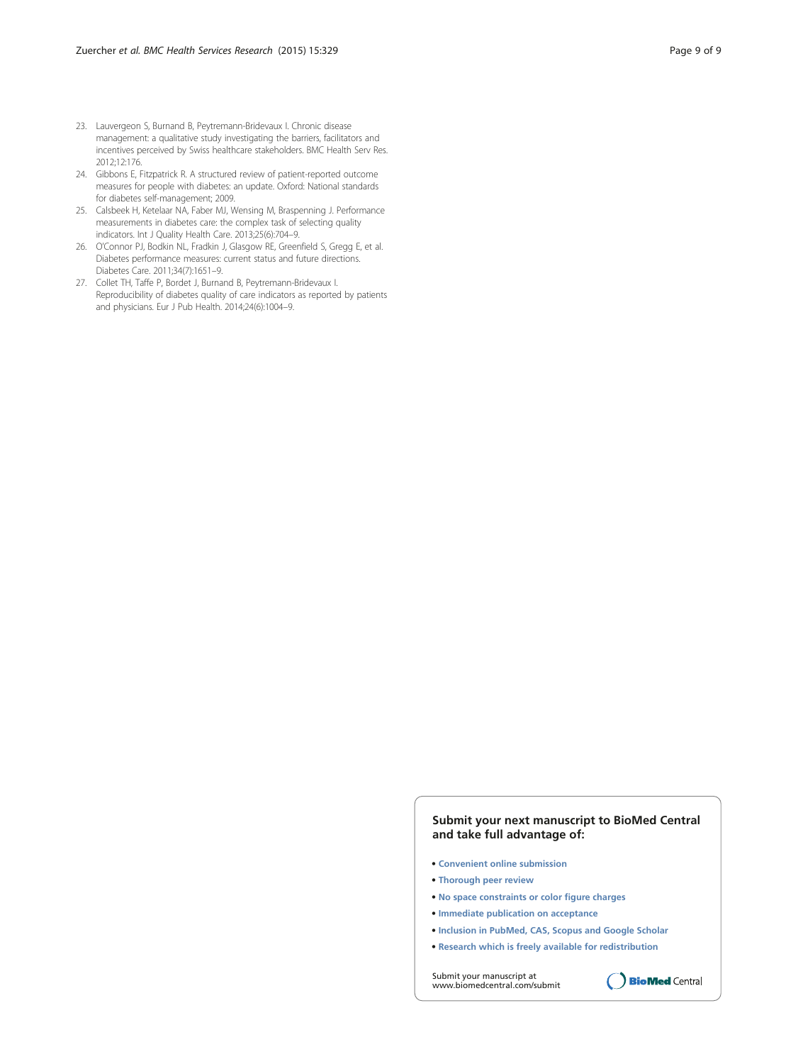23. Lauvergeon S, Burnand B, Peytremann-Bridevaux I. Chronic disease management: a qualitative study investigating the barriers, facilitators and incentives perceived by Swiss healthcare stakeholders. BMC Health Serv Res. 2012;12:176.
24. Gibbons E, Fitzpatrick R. A structured review of patient-reported outcome measures for people with diabetes: an update. Oxford: National standards for diabetes self-management; 2009.
25. Calsbeek H, Ketelaar NA, Faber MJ, Wensing M, Braspenning J. Performance measurements in diabetes care: the complex task of selecting quality indicators. Int J Quality Health Care. 2013;25(6):704–9.
26. O'Connor PJ, Bodkin NL, Fradkin J, Glasgow RE, Greenfield S, Gregg E, et al. Diabetes performance measures: current status and future directions. Diabetes Care. 2011;34(7):1651–9.
27. Collet TH, Taffe P, Bordet J, Burnand B, Peytremann-Bridevaux I. Reproducibility of diabetes quality of care indicators as reported by patients and physicians. Eur J Pub Health. 2014;24(6):1004–9.

**Submit your next manuscript to BioMed Central and take full advantage of:**

- **Convenient online submission**
- **Thorough peer review**
- **No space constraints or color figure charges**
- **Immediate publication on acceptance**
- **Inclusion in PubMed, CAS, Scopus and Google Scholar**
- **Research which is freely available for redistribution**

Submit your manuscript at
www.biomedcentral.com/submit

BioMed Central